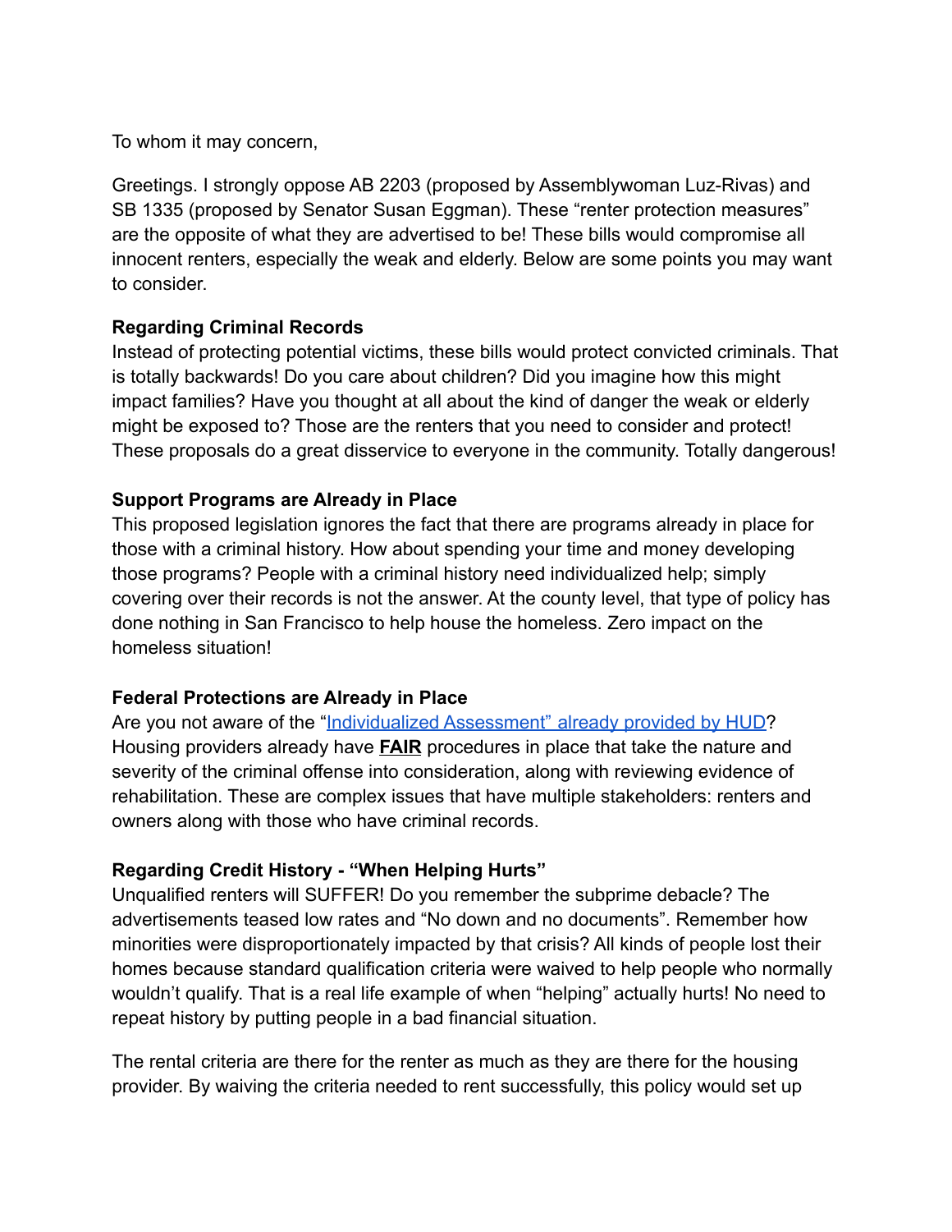To whom it may concern,

Greetings. I strongly oppose AB 2203 (proposed by Assemblywoman Luz-Rivas) and SB 1335 (proposed by Senator Susan Eggman). These "renter protection measures" are the opposite of what they are advertised to be! These bills would compromise all innocent renters, especially the weak and elderly. Below are some points you may want to consider.

**Regarding Criminal Records**

Instead of protecting potential victims, these bills would protect convicted criminals. That is totally backwards! Do you care about children? Did you imagine how this might impact families? Have you thought at all about the kind of danger the weak or elderly might be exposed to? Those are the renters that you need to consider and protect! These proposals do a great disservice to everyone in the community. Totally dangerous!

**Support Programs are Already in Place**

This proposed legislation ignores the fact that there are programs already in place for those with a criminal history. How about spending your time and money developing those programs? People with a criminal history need individualized help; simply covering over their records is not the answer. At the county level, that type of policy has done nothing in San Francisco to help house the homeless. Zero impact on the homeless situation!

**Federal Protections are Already in Place**

Are you not aware of the "Individualized Assessment" already provided by HUD? Housing providers already have **FAIR** procedures in place that take the nature and severity of the criminal offense into consideration, along with reviewing evidence of rehabilitation. These are complex issues that have multiple stakeholders: renters and owners along with those who have criminal records.

**Regarding Credit History - "When Helping Hurts"**

Unqualified renters will SUFFER! Do you remember the subprime debacle? The advertisements teased low rates and "No down and no documents". Remember how minorities were disproportionately impacted by that crisis? All kinds of people lost their homes because standard qualification criteria were waived to help people who normally wouldn't qualify. That is a real life example of when "helping" actually hurts! No need to repeat history by putting people in a bad financial situation.

The rental criteria are there for the renter as much as they are there for the housing provider. By waiving the criteria needed to rent successfully, this policy would set up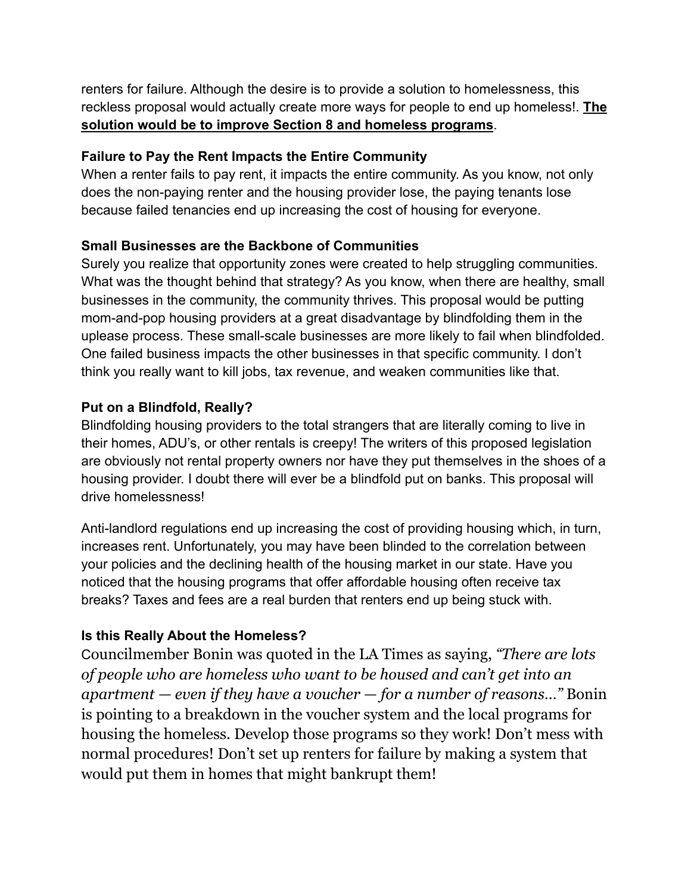renters for failure. Although the desire is to provide a solution to homelessness, this reckless proposal would actually create more ways for people to end up homeless!. **<u>The solution would be to improve Section 8 and homeless programs</u>**.

**Failure to Pay the Rent Impacts the Entire Community**

When a renter fails to pay rent, it impacts the entire community. As you know, not only does the non-paying renter and the housing provider lose, the paying tenants lose because failed tenancies end up increasing the cost of housing for everyone.

**Small Businesses are the Backbone of Communities**

Surely you realize that opportunity zones were created to help struggling communities. What was the thought behind that strategy? As you know, when there are healthy, small businesses in the community, the community thrives. This proposal would be putting mom-and-pop housing providers at a great disadvantage by blindfolding them in the uplease process. These small-scale businesses are more likely to fail when blindfolded. One failed business impacts the other businesses in that specific community. I don't think you really want to kill jobs, tax revenue, and weaken communities like that.

**Put on a Blindfold, Really?**

Blindfolding housing providers to the total strangers that are literally coming to live in their homes, ADU's, or other rentals is creepy! The writers of this proposed legislation are obviously not rental property owners nor have they put themselves in the shoes of a housing provider. I doubt there will ever be a blindfold put on banks. This proposal will drive homelessness!

Anti-landlord regulations end up increasing the cost of providing housing which, in turn, increases rent. Unfortunately, you may have been blinded to the correlation between your policies and the declining health of the housing market in our state. Have you noticed that the housing programs that offer affordable housing often receive tax breaks? Taxes and fees are a real burden that renters end up being stuck with.

**Is this Really About the Homeless?**

Councilmember Bonin was quoted in the LA Times as saying, *"There are lots of people who are homeless who want to be housed and can't get into an apartment — even if they have a voucher — for a number of reasons..."* Bonin is pointing to a breakdown in the voucher system and the local programs for housing the homeless. Develop those programs so they work! Don't mess with normal procedures! Don't set up renters for failure by making a system that would put them in homes that might bankrupt them!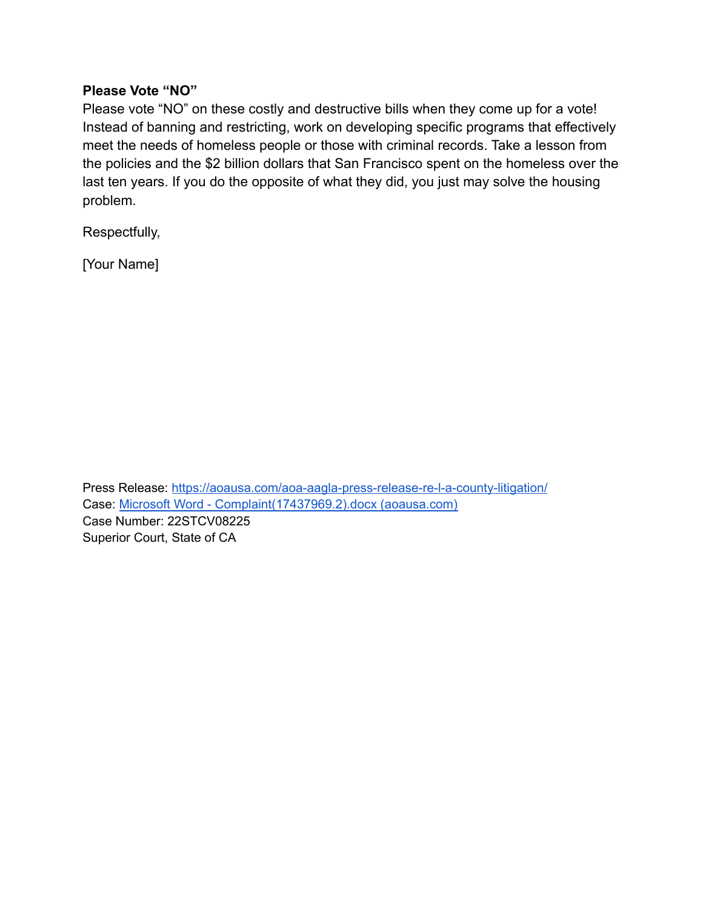**Please Vote “NO”**

Please vote “NO” on these costly and destructive bills when they come up for a vote! Instead of banning and restricting, work on developing specific programs that effectively meet the needs of homeless people or those with criminal records. Take a lesson from the policies and the $2 billion dollars that San Francisco spent on the homeless over the last ten years. If you do the opposite of what they did, you just may solve the housing problem.

Respectfully,

[Your Name]

Press Release: [https://aoausa.com/aoa-aagla-press-release-re-l-a-county-litigation/](https://aoausa.com/aoa-aagla-press-release-re-l-a-county-litigation/)
Case: Microsoft Word - Complaint(17437969.2).docx (aoausa.com)
Case Number: 22STCV08225
Superior Court, State of CA